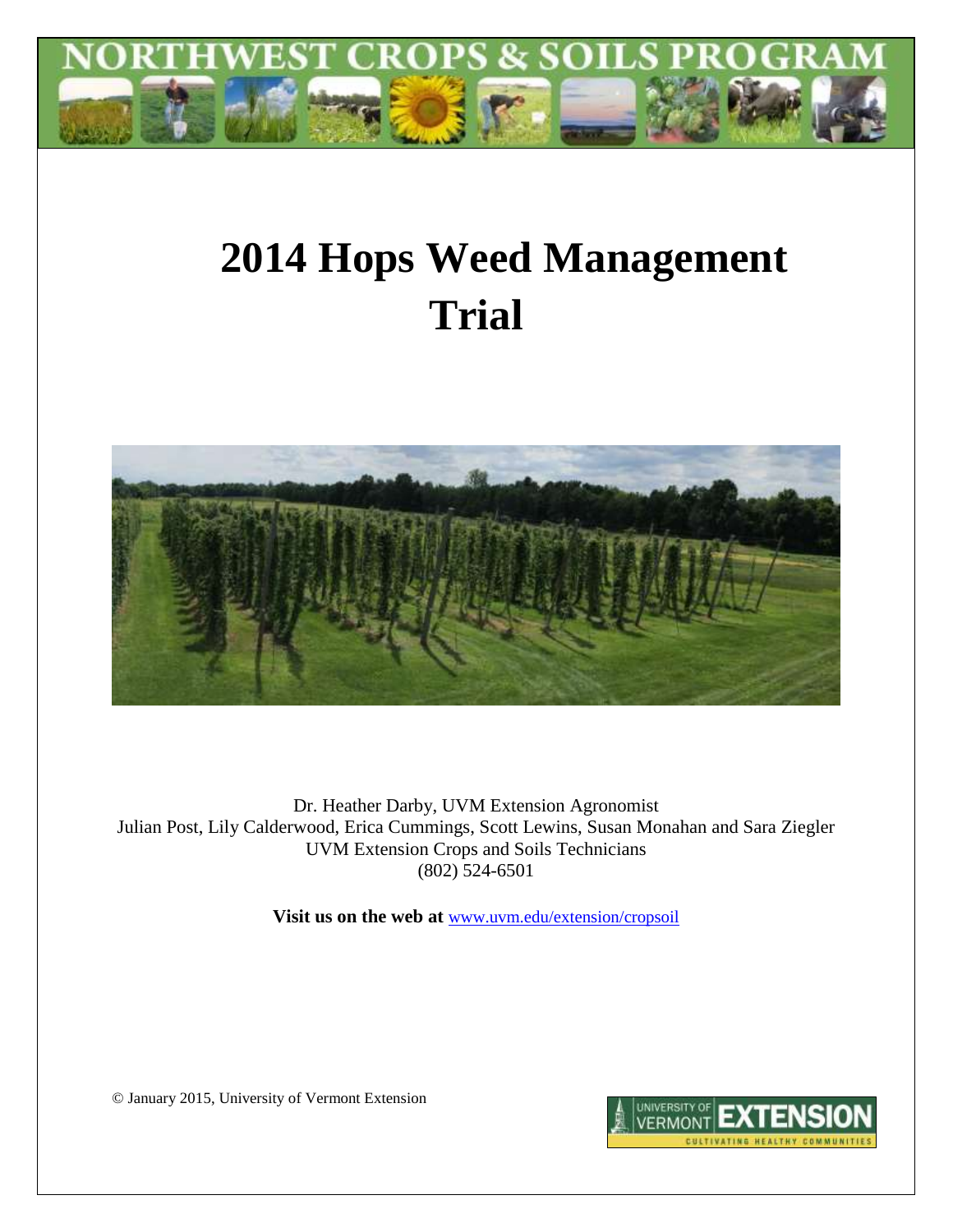# 2014 Hops Weed Management Trial

Dr. Heather Darby, UVM Extension Agronomist
Julian Post, Lily Calderwood, Erica Cummings, Scott Lewins, Susan Monahan and Sara Ziegler
UVM Extension Crops and Soils Technicians
(802) 524-6501

**Visit us on the web at** www.uvm.edu/extension/cropsoil

© January 2015, University of Vermont Extension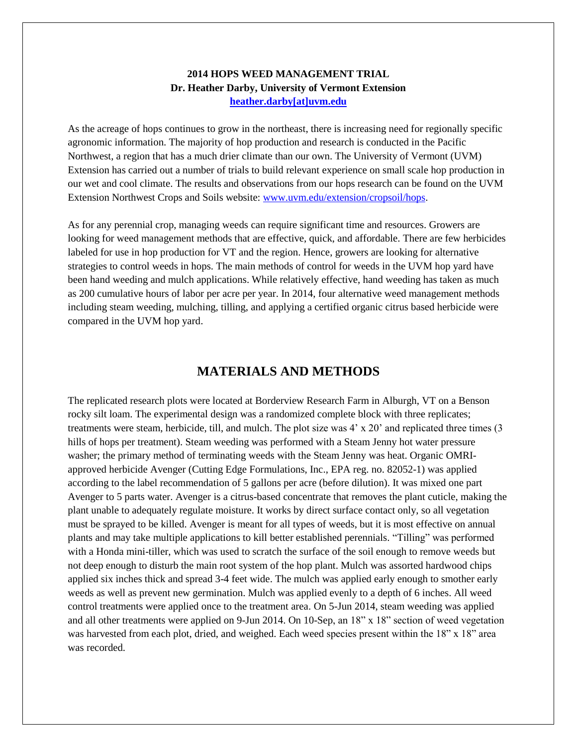**2014 HOPS WEED MANAGEMENT TRIAL**
**Dr. Heather Darby, University of Vermont Extension**
**heather.darby[at]uvm.edu**

As the acreage of hops continues to grow in the northeast, there is increasing need for regionally specific agronomic information. The majority of hop production and research is conducted in the Pacific Northwest, a region that has a much drier climate than our own. The University of Vermont (UVM) Extension has carried out a number of trials to build relevant experience on small scale hop production in our wet and cool climate. The results and observations from our hops research can be found on the UVM Extension Northwest Crops and Soils website: www.uvm.edu/extension/cropsoil/hops.

As for any perennial crop, managing weeds can require significant time and resources. Growers are looking for weed management methods that are effective, quick, and affordable. There are few herbicides labeled for use in hop production for VT and the region. Hence, growers are looking for alternative strategies to control weeds in hops. The main methods of control for weeds in the UVM hop yard have been hand weeding and mulch applications. While relatively effective, hand weeding has taken as much as 200 cumulative hours of labor per acre per year. In 2014, four alternative weed management methods including steam weeding, mulching, tilling, and applying a certified organic citrus based herbicide were compared in the UVM hop yard.

## MATERIALS AND METHODS

The replicated research plots were located at Borderview Research Farm in Alburgh, VT on a Benson rocky silt loam. The experimental design was a randomized complete block with three replicates; treatments were steam, herbicide, till, and mulch. The plot size was 4' x 20' and replicated three times (3 hills of hops per treatment). Steam weeding was performed with a Steam Jenny hot water pressure washer; the primary method of terminating weeds with the Steam Jenny was heat. Organic OMRI-approved herbicide Avenger (Cutting Edge Formulations, Inc., EPA reg. no. 82052-1) was applied according to the label recommendation of 5 gallons per acre (before dilution). It was mixed one part Avenger to 5 parts water. Avenger is a citrus-based concentrate that removes the plant cuticle, making the plant unable to adequately regulate moisture. It works by direct surface contact only, so all vegetation must be sprayed to be killed. Avenger is meant for all types of weeds, but it is most effective on annual plants and may take multiple applications to kill better established perennials. "Tilling" was performed with a Honda mini-tiller, which was used to scratch the surface of the soil enough to remove weeds but not deep enough to disturb the main root system of the hop plant. Mulch was assorted hardwood chips applied six inches thick and spread 3-4 feet wide. The mulch was applied early enough to smother early weeds as well as prevent new germination. Mulch was applied evenly to a depth of 6 inches. All weed control treatments were applied once to the treatment area. On 5-Jun 2014, steam weeding was applied and all other treatments were applied on 9-Jun 2014. On 10-Sep, an 18" x 18" section of weed vegetation was harvested from each plot, dried, and weighed. Each weed species present within the 18" x 18" area was recorded.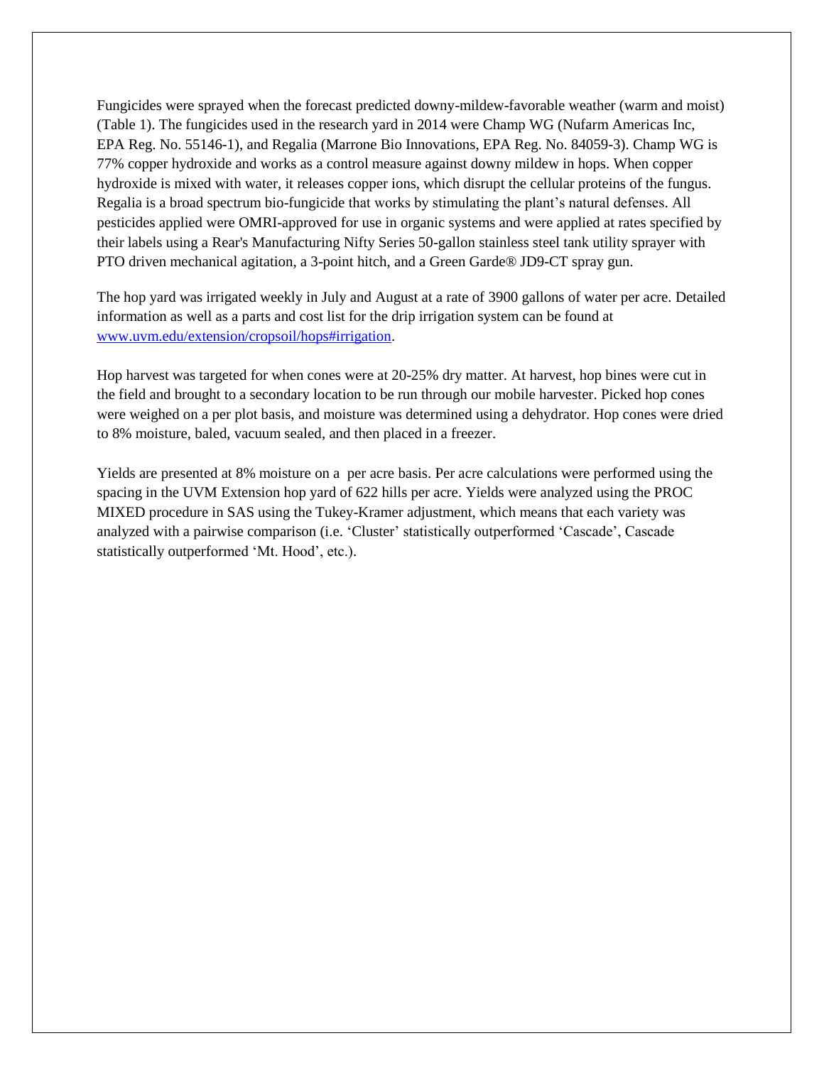Fungicides were sprayed when the forecast predicted downy-mildew-favorable weather (warm and moist) (Table 1). The fungicides used in the research yard in 2014 were Champ WG (Nufarm Americas Inc, EPA Reg. No. 55146-1), and Regalia (Marrone Bio Innovations, EPA Reg. No. 84059-3). Champ WG is 77% copper hydroxide and works as a control measure against downy mildew in hops. When copper hydroxide is mixed with water, it releases copper ions, which disrupt the cellular proteins of the fungus. Regalia is a broad spectrum bio-fungicide that works by stimulating the plant's natural defenses. All pesticides applied were OMRI-approved for use in organic systems and were applied at rates specified by their labels using a Rear's Manufacturing Nifty Series 50-gallon stainless steel tank utility sprayer with PTO driven mechanical agitation, a 3-point hitch, and a Green Garde® JD9-CT spray gun.

The hop yard was irrigated weekly in July and August at a rate of 3900 gallons of water per acre. Detailed information as well as a parts and cost list for the drip irrigation system can be found at [www.uvm.edu/extension/cropsoil/hops#irrigation](http://www.uvm.edu/extension/cropsoil/hops#irrigation).

Hop harvest was targeted for when cones were at 20-25% dry matter. At harvest, hop bines were cut in the field and brought to a secondary location to be run through our mobile harvester. Picked hop cones were weighed on a per plot basis, and moisture was determined using a dehydrator. Hop cones were dried to 8% moisture, baled, vacuum sealed, and then placed in a freezer.

Yields are presented at 8% moisture on a per acre basis. Per acre calculations were performed using the spacing in the UVM Extension hop yard of 622 hills per acre. Yields were analyzed using the PROC MIXED procedure in SAS using the Tukey-Kramer adjustment, which means that each variety was analyzed with a pairwise comparison (i.e. 'Cluster' statistically outperformed 'Cascade', Cascade statistically outperformed 'Mt. Hood', etc.).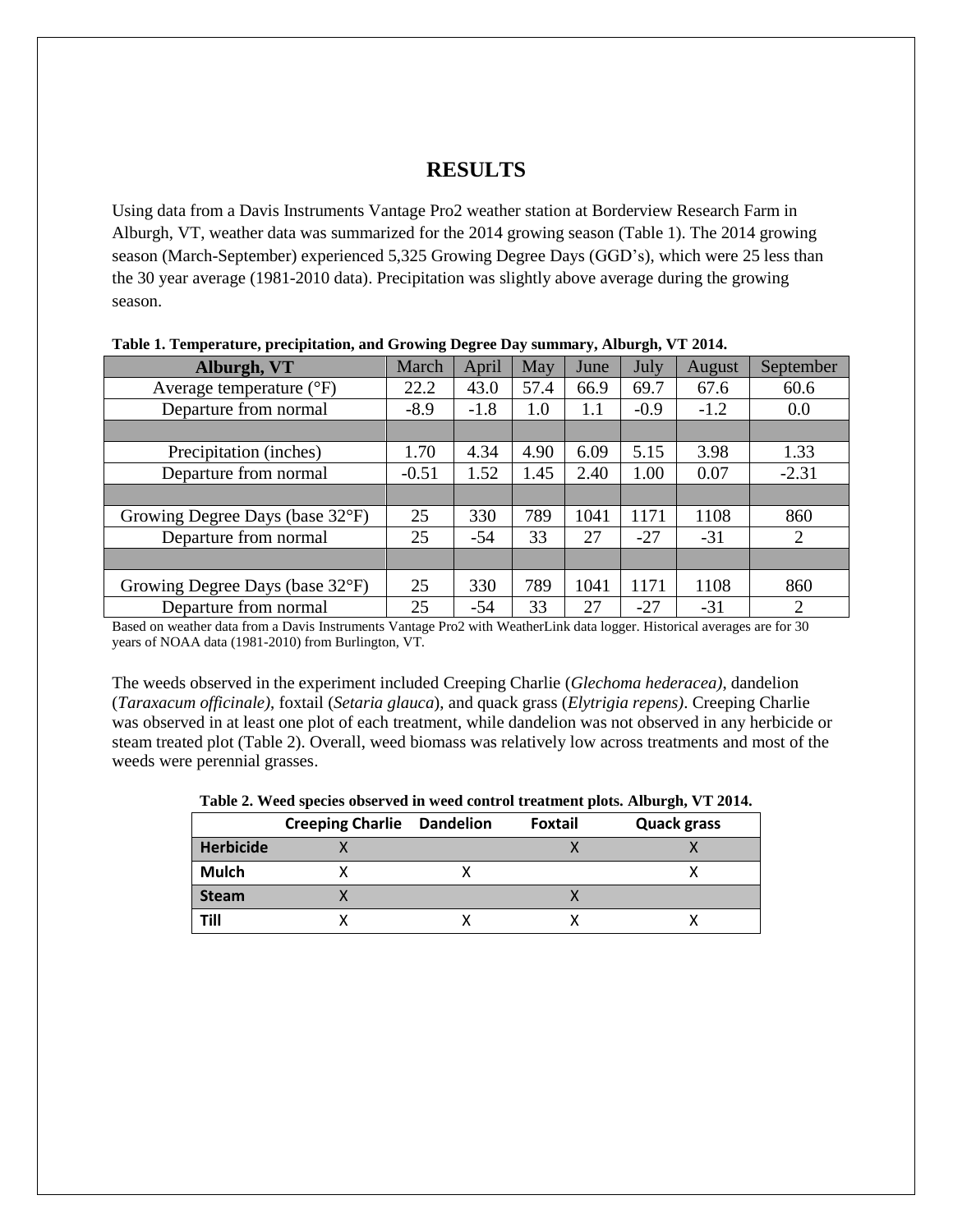# RESULTS

Using data from a Davis Instruments Vantage Pro2 weather station at Borderview Research Farm in Alburgh, VT, weather data was summarized for the 2014 growing season (Table 1). The 2014 growing season (March-September) experienced 5,325 Growing Degree Days (GGD's), which were 25 less than the 30 year average (1981-2010 data). Precipitation was slightly above average during the growing season.

**Table 1. Temperature, precipitation, and Growing Degree Day summary, Alburgh, VT 2014.**

| Alburgh, VT | March | April | May | June | July | August | September |
|---|---|---|---|---|---|---|---|
| Average temperature (°F) | 22.2 | 43.0 | 57.4 | 66.9 | 69.7 | 67.6 | 60.6 |
| Departure from normal | -8.9 | -1.8 | 1.0 | 1.1 | -0.9 | -1.2 | 0.0 |
| | | | | | | | |
| Precipitation (inches) | 1.70 | 4.34 | 4.90 | 6.09 | 5.15 | 3.98 | 1.33 |
| Departure from normal | -0.51 | 1.52 | 1.45 | 2.40 | 1.00 | 0.07 | -2.31 |
| | | | | | | | |
| Growing Degree Days (base 32°F) | 25 | 330 | 789 | 1041 | 1171 | 1108 | 860 |
| Departure from normal | 25 | -54 | 33 | 27 | -27 | -31 | 2 |
| | | | | | | | |
| Growing Degree Days (base 32°F) | 25 | 330 | 789 | 1041 | 1171 | 1108 | 860 |
| Departure from normal | 25 | -54 | 33 | 27 | -27 | -31 | 2 |

Based on weather data from a Davis Instruments Vantage Pro2 with WeatherLink data logger. Historical averages are for 30 years of NOAA data (1981-2010) from Burlington, VT.

The weeds observed in the experiment included Creeping Charlie (*Glechoma hederacea)*, dandelion (*Taraxacum officinale)*, foxtail (*Setaria glauca*), and quack grass (*Elytrigia repens)*. Creeping Charlie was observed in at least one plot of each treatment, while dandelion was not observed in any herbicide or steam treated plot (Table 2). Overall, weed biomass was relatively low across treatments and most of the weeds were perennial grasses.

**Table 2. Weed species observed in weed control treatment plots. Alburgh, VT 2014.**

| | Creeping Charlie | Dandelion | Foxtail | Quack grass |
|---|---|---|---|---|
| **Herbicide** | X | | X | X |
| **Mulch** | X | X | | X |
| **Steam** | X | | X | |
| **Till** | X | X | X | X |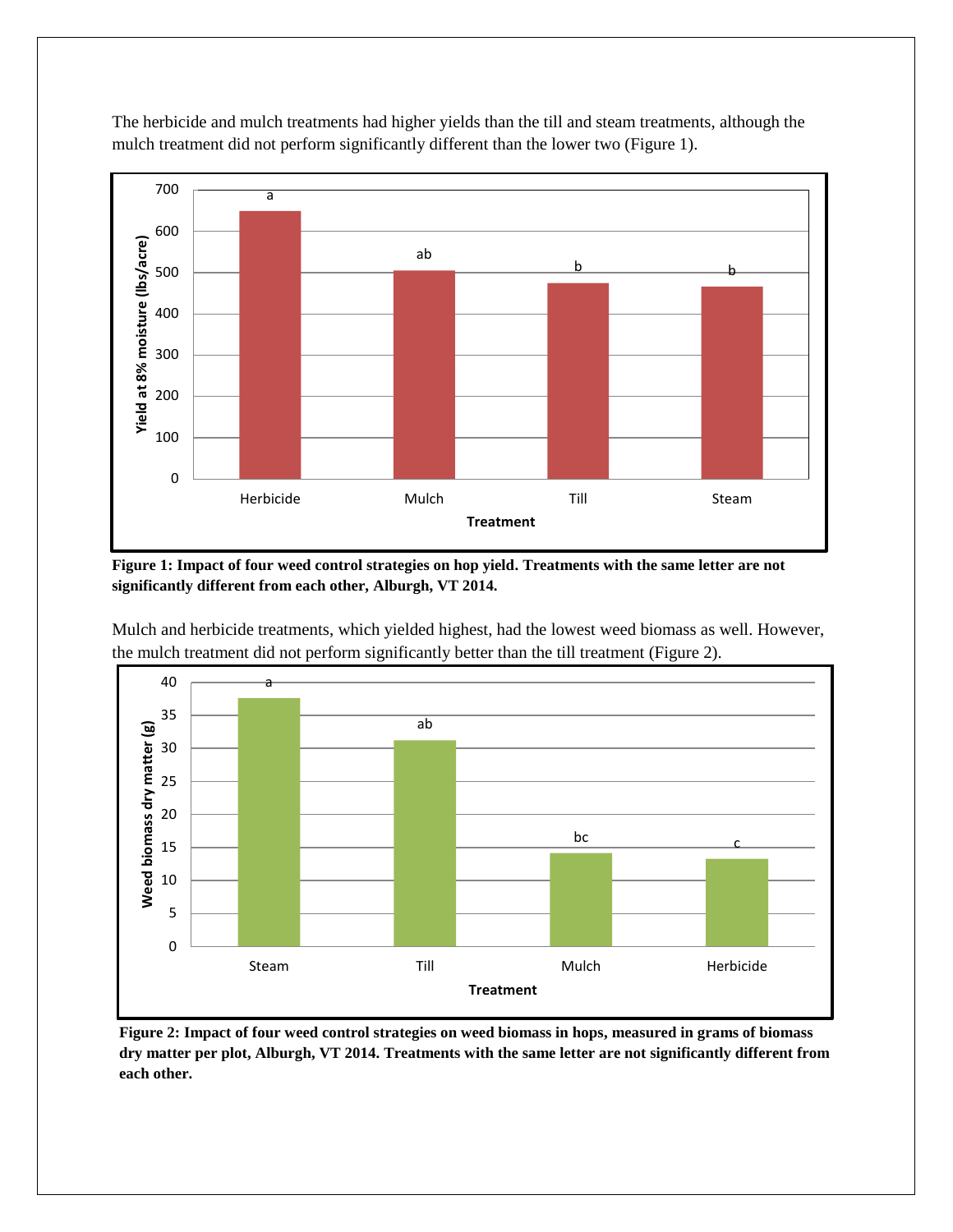The herbicide and mulch treatments had higher yields than the till and steam treatments, although the mulch treatment did not perform significantly different than the lower two (Figure 1).

**Figure 1: Impact of four weed control strategies on hop yield. Treatments with the same letter are not significantly different from each other, Alburgh, VT 2014.**

Mulch and herbicide treatments, which yielded highest, had the lowest weed biomass as well. However, the mulch treatment did not perform significantly better than the till treatment (Figure 2).

**Figure 2: Impact of four weed control strategies on weed biomass in hops, measured in grams of biomass dry matter per plot, Alburgh, VT 2014. Treatments with the same letter are not significantly different from each other.**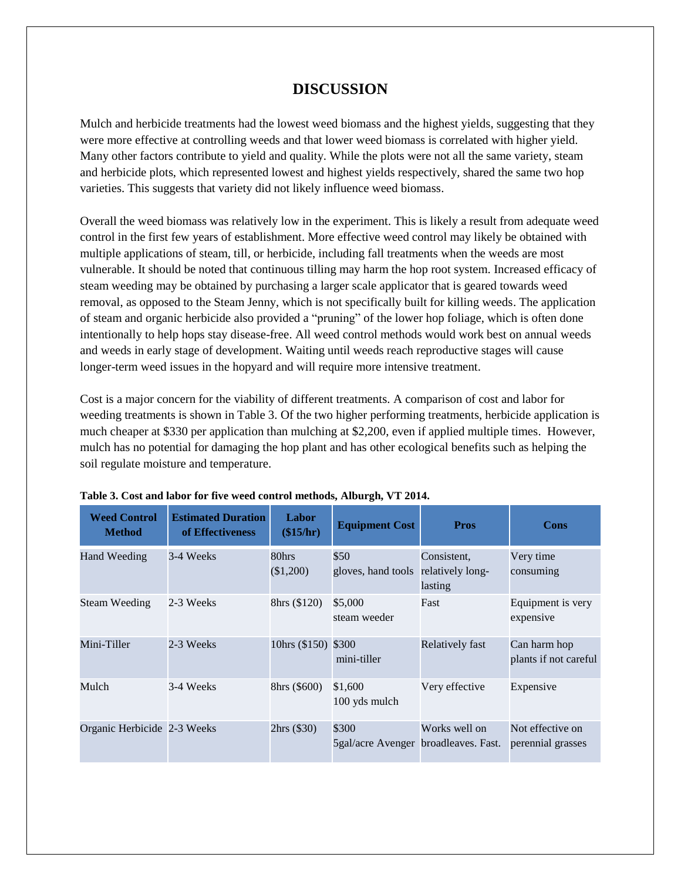## DISCUSSION

Mulch and herbicide treatments had the lowest weed biomass and the highest yields, suggesting that they were more effective at controlling weeds and that lower weed biomass is correlated with higher yield. Many other factors contribute to yield and quality. While the plots were not all the same variety, steam and herbicide plots, which represented lowest and highest yields respectively, shared the same two hop varieties. This suggests that variety did not likely influence weed biomass.

Overall the weed biomass was relatively low in the experiment. This is likely a result from adequate weed control in the first few years of establishment. More effective weed control may likely be obtained with multiple applications of steam, till, or herbicide, including fall treatments when the weeds are most vulnerable. It should be noted that continuous tilling may harm the hop root system. Increased efficacy of steam weeding may be obtained by purchasing a larger scale applicator that is geared towards weed removal, as opposed to the Steam Jenny, which is not specifically built for killing weeds. The application of steam and organic herbicide also provided a "pruning" of the lower hop foliage, which is often done intentionally to help hops stay disease-free. All weed control methods would work best on annual weeds and weeds in early stage of development. Waiting until weeds reach reproductive stages will cause longer-term weed issues in the hopyard and will require more intensive treatment.

Cost is a major concern for the viability of different treatments. A comparison of cost and labor for weeding treatments is shown in Table 3. Of the two higher performing treatments, herbicide application is much cheaper at $330 per application than mulching at $2,200, even if applied multiple times. However, mulch has no potential for damaging the hop plant and has other ecological benefits such as helping the soil regulate moisture and temperature.

**Table 3. Cost and labor for five weed control methods, Alburgh, VT 2014.**

| Weed Control Method | Estimated Duration of Effectiveness | Labor ($15/hr) | Equipment Cost | Pros | Cons |
|---|---|---|---|---|---|
| Hand Weeding | 3-4 Weeks | 80hrs ($1,200) | $50 gloves, hand tools | Consistent, relatively long-lasting | Very time consuming |
| Steam Weeding | 2-3 Weeks | 8hrs ($120) | $5,000 steam weeder | Fast | Equipment is very expensive |
| Mini-Tiller | 2-3 Weeks | 10hrs ($150) | $300 mini-tiller | Relatively fast | Can harm hop plants if not careful |
| Mulch | 3-4 Weeks | 8hrs ($600) | $1,600 100 yds mulch | Very effective | Expensive |
| Organic Herbicide | 2-3 Weeks | 2hrs ($30) | $300 5gal/acre Avenger | Works well on broadleaves. Fast. | Not effective on perennial grasses |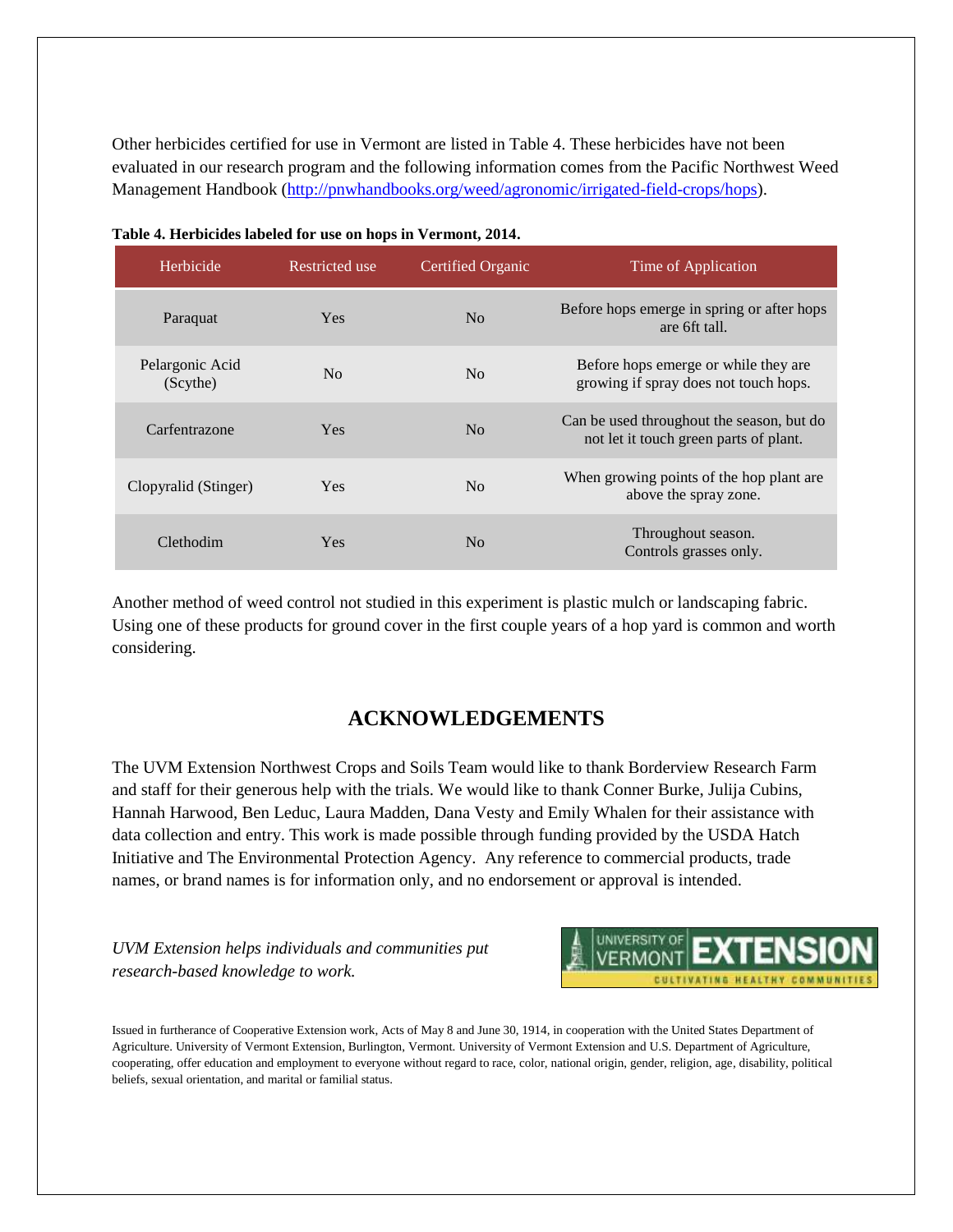Other herbicides certified for use in Vermont are listed in Table 4. These herbicides have not been evaluated in our research program and the following information comes from the Pacific Northwest Weed Management Handbook (http://pnwhandbooks.org/weed/agronomic/irrigated-field-crops/hops).

**Table 4. Herbicides labeled for use on hops in Vermont, 2014.**

| Herbicide | Restricted use | Certified Organic | Time of Application |
|---|---|---|---|
| Paraquat | Yes | No | Before hops emerge in spring or after hops are 6ft tall. |
| Pelargonic Acid (Scythe) | No | No | Before hops emerge or while they are growing if spray does not touch hops. |
| Carfentrazone | Yes | No | Can be used throughout the season, but do not let it touch green parts of plant. |
| Clopyralid (Stinger) | Yes | No | When growing points of the hop plant are above the spray zone. |
| Clethodim | Yes | No | Throughout season. Controls grasses only. |

Another method of weed control not studied in this experiment is plastic mulch or landscaping fabric. Using one of these products for ground cover in the first couple years of a hop yard is common and worth considering.

## ACKNOWLEDGEMENTS

The UVM Extension Northwest Crops and Soils Team would like to thank Borderview Research Farm and staff for their generous help with the trials. We would like to thank Conner Burke, Julija Cubins, Hannah Harwood, Ben Leduc, Laura Madden, Dana Vesty and Emily Whalen for their assistance with data collection and entry. This work is made possible through funding provided by the USDA Hatch Initiative and The Environmental Protection Agency. Any reference to commercial products, trade names, or brand names is for information only, and no endorsement or approval is intended.

*UVM Extension helps individuals and communities put research-based knowledge to work.*

UNIVERSITY OF VERMONT EXTENSION
CULTIVATING HEALTHY COMMUNITIES

Issued in furtherance of Cooperative Extension work, Acts of May 8 and June 30, 1914, in cooperation with the United States Department of Agriculture. University of Vermont Extension, Burlington, Vermont. University of Vermont Extension and U.S. Department of Agriculture, cooperating, offer education and employment to everyone without regard to race, color, national origin, gender, religion, age, disability, political beliefs, sexual orientation, and marital or familial status.